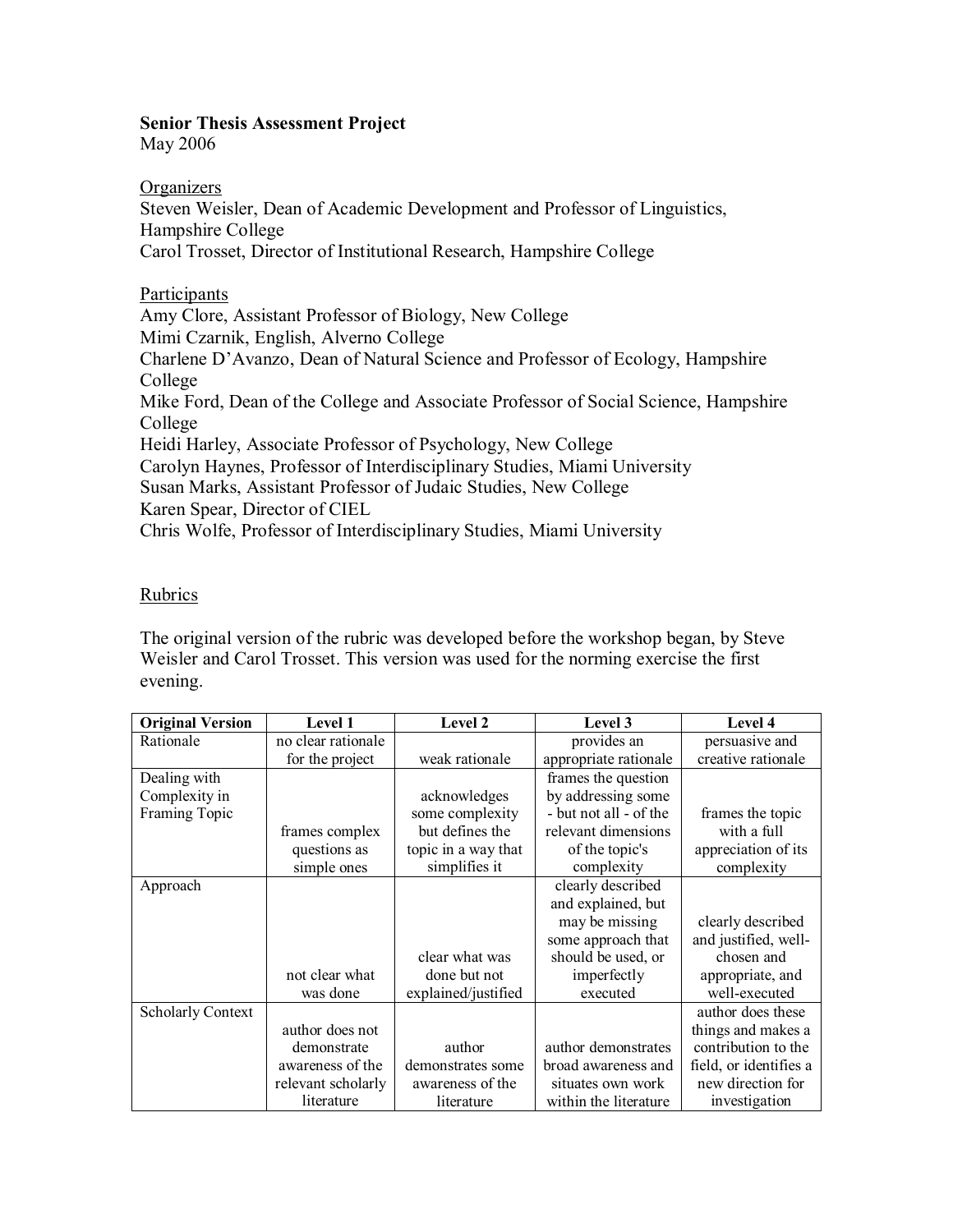**Senior Thesis Assessment Project**
May 2006

Organizers
Steven Weisler, Dean of Academic Development and Professor of Linguistics, Hampshire College
Carol Trosset, Director of Institutional Research, Hampshire College

Participants
Amy Clore, Assistant Professor of Biology, New College
Mimi Czarnik, English, Alverno College
Charlene D'Avanzo, Dean of Natural Science and Professor of Ecology, Hampshire College
Mike Ford, Dean of the College and Associate Professor of Social Science, Hampshire College
Heidi Harley, Associate Professor of Psychology, New College
Carolyn Haynes, Professor of Interdisciplinary Studies, Miami University
Susan Marks, Assistant Professor of Judaic Studies, New College
Karen Spear, Director of CIEL
Chris Wolfe, Professor of Interdisciplinary Studies, Miami University

Rubrics

The original version of the rubric was developed before the workshop began, by Steve Weisler and Carol Trosset. This version was used for the norming exercise the first evening.

| **Original Version** | **Level 1** | **Level 2** | **Level 3** | **Level 4** |
|---|---|---|---|---|
| Rationale | no clear rationale for the project | weak rationale | provides an appropriate rationale | persuasive and creative rationale |
| Dealing with Complexity in Framing Topic | frames complex questions as simple ones | acknowledges some complexity but defines the topic in a way that simplifies it | frames the question by addressing some - but not all - of the relevant dimensions of the topic's complexity | frames the topic with a full appreciation of its complexity |
| Approach | not clear what was done | clear what was done but not explained/justified | clearly described and explained, but may be missing some approach that should be used, or imperfectly executed | clearly described and justified, well-chosen and appropriate, and well-executed |
| Scholarly Context | author does not demonstrate awareness of the relevant scholarly literature | author demonstrates some awareness of the literature | author demonstrates broad awareness and situates own work within the literature | author does these things and makes a contribution to the field, or identifies a new direction for investigation |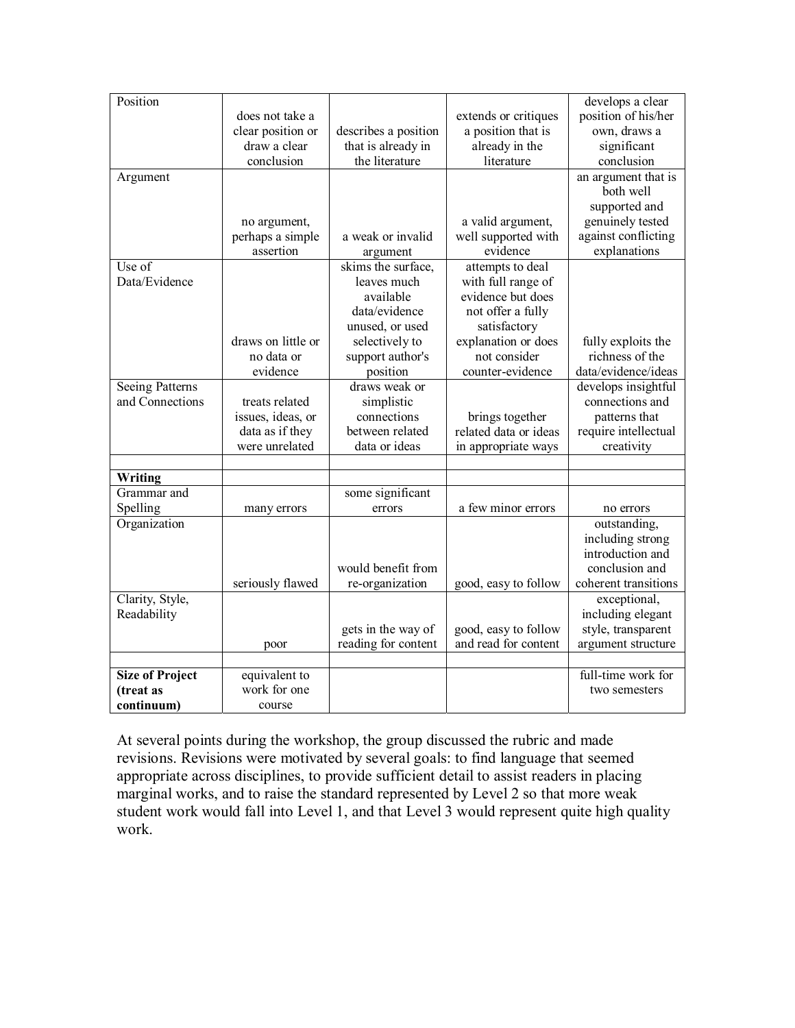| Position | does not take a clear position or draw a clear conclusion | describes a position that is already in the literature | extends or critiques a position that is already in the literature | develops a clear position of his/her own, draws a significant conclusion |
|---|---|---|---|---|
| Argument | no argument, perhaps a simple assertion | a weak or invalid argument | a valid argument, well supported with evidence | an argument that is both well supported and genuinely tested against conflicting explanations |
| Use of Data/Evidence | draws on little or no data or evidence | skims the surface, leaves much available data/evidence unused, or used selectively to support author's position | attempts to deal with full range of evidence but does not offer a fully satisfactory explanation or does not consider counter-evidence | fully exploits the richness of the data/evidence/ideas |
| Seeing Patterns and Connections | treats related issues, ideas, or data as if they were unrelated | draws weak or simplistic connections between related data or ideas | brings together related data or ideas in appropriate ways | develops insightful connections and patterns that require intellectual creativity |
| | | | | |
| **Writing** | | | | |
| Grammar and Spelling | many errors | some significant errors | a few minor errors | no errors |
| Organization | seriously flawed | would benefit from re-organization | good, easy to follow | outstanding, including strong introduction and conclusion and coherent transitions |
| Clarity, Style, Readability | poor | gets in the way of reading for content | good, easy to follow and read for content | exceptional, including elegant style, transparent argument structure |
| | | | | |
| **Size of Project (treat as continuum)** | equivalent to work for one course | | | full-time work for two semesters |

At several points during the workshop, the group discussed the rubric and made revisions. Revisions were motivated by several goals: to find language that seemed appropriate across disciplines, to provide sufficient detail to assist readers in placing marginal works, and to raise the standard represented by Level 2 so that more weak student work would fall into Level 1, and that Level 3 would represent quite high quality work.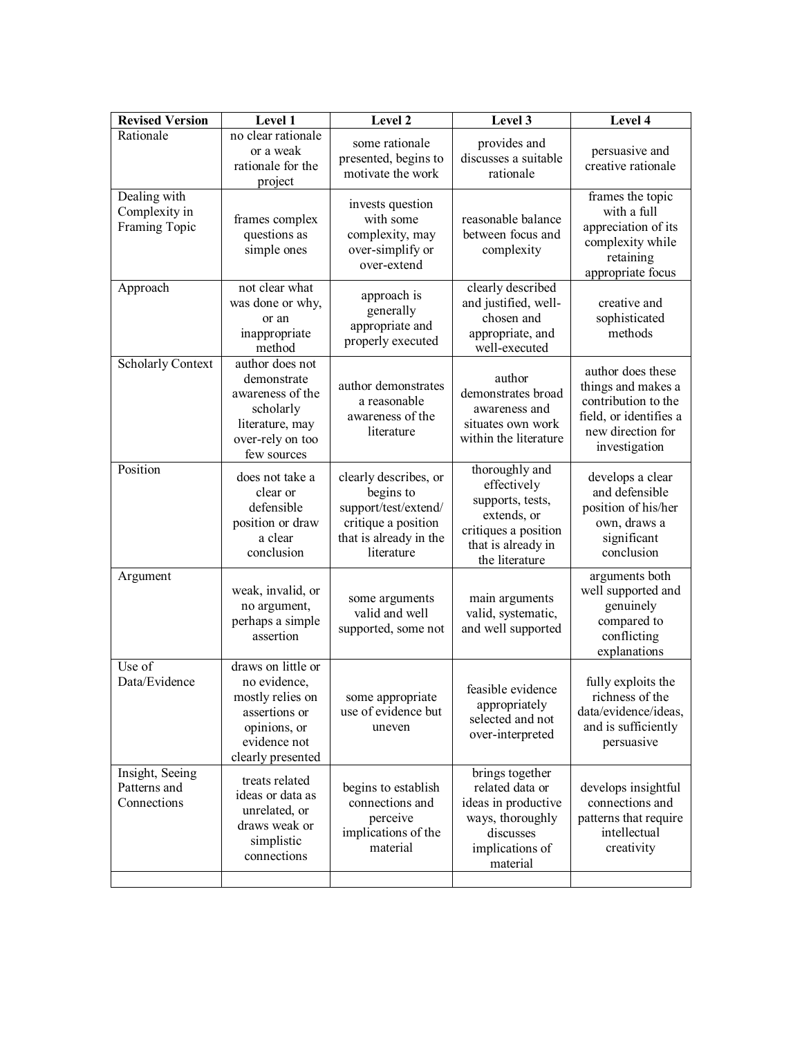| Revised Version | Level 1 | Level 2 | Level 3 | Level 4 |
|---|---|---|---|---|
| Rationale | no clear rationale or a weak rationale for the project | some rationale presented, begins to motivate the work | provides and discusses a suitable rationale | persuasive and creative rationale |
| Dealing with Complexity in Framing Topic | frames complex questions as simple ones | invests question with some complexity, may over-simplify or over-extend | reasonable balance between focus and complexity | frames the topic with a full appreciation of its complexity while retaining appropriate focus |
| Approach | not clear what was done or why, or an inappropriate method | approach is generally appropriate and properly executed | clearly described and justified, well-chosen and appropriate, and well-executed | creative and sophisticated methods |
| Scholarly Context | author does not demonstrate awareness of the scholarly literature, may over-rely on too few sources | author demonstrates a reasonable awareness of the literature | author demonstrates broad awareness and situates own work within the literature | author does these things and makes a contribution to the field, or identifies a new direction for investigation |
| Position | does not take a clear or defensible position or draw a clear conclusion | clearly describes, or begins to support/test/extend/ critique a position that is already in the literature | thoroughly and effectively supports, tests, extends, or critiques a position that is already in the literature | develops a clear and defensible position of his/her own, draws a significant conclusion |
| Argument | weak, invalid, or no argument, perhaps a simple assertion | some arguments valid and well supported, some not | main arguments valid, systematic, and well supported | arguments both well supported and genuinely compared to conflicting explanations |
| Use of Data/Evidence | draws on little or no evidence, mostly relies on assertions or opinions, or evidence not clearly presented | some appropriate use of evidence but uneven | feasible evidence appropriately selected and not over-interpreted | fully exploits the richness of the data/evidence/ideas, and is sufficiently persuasive |
| Insight, Seeing Patterns and Connections | treats related ideas or data as unrelated, or draws weak or simplistic connections | begins to establish connections and perceive implications of the material | brings together related data or ideas in productive ways, thoroughly discusses implications of material | develops insightful connections and patterns that require intellectual creativity |
| | | | | |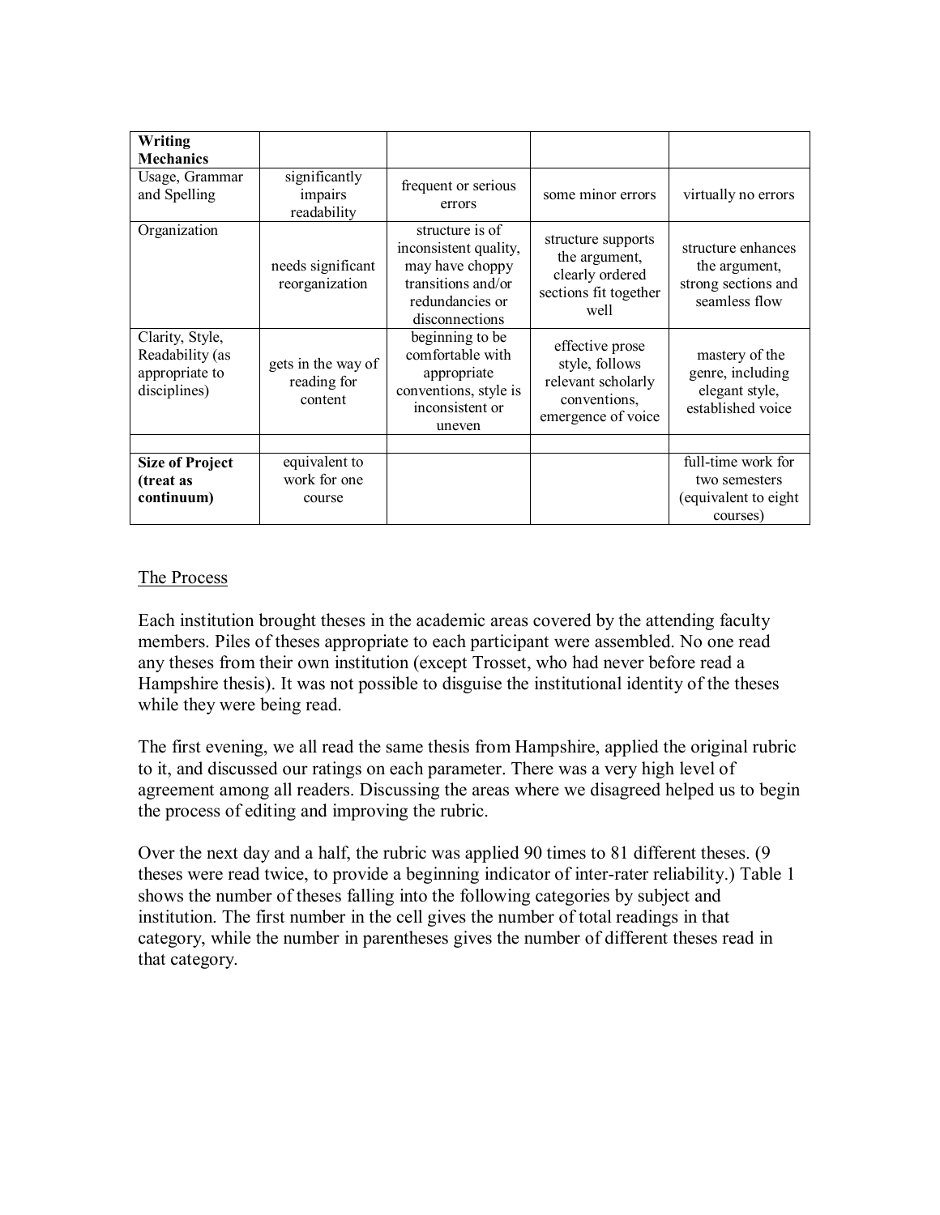| **Writing Mechanics** | | | | |
|---|---|---|---|---|
| Usage, Grammar and Spelling | significantly impairs readability | frequent or serious errors | some minor errors | virtually no errors |
| Organization | needs significant reorganization | structure is of inconsistent quality, may have choppy transitions and/or redundancies or disconnections | structure supports the argument, clearly ordered sections fit together well | structure enhances the argument, strong sections and seamless flow |
| Clarity, Style, Readability (as appropriate to disciplines) | gets in the way of reading for content | beginning to be comfortable with appropriate conventions, style is inconsistent or uneven | effective prose style, follows relevant scholarly conventions, emergence of voice | mastery of the genre, including elegant style, established voice |
| | | | | |
| **Size of Project (treat as continuum)** | equivalent to work for one course | | | full-time work for two semesters (equivalent to eight courses) |

<u>The Process</u>

Each institution brought theses in the academic areas covered by the attending faculty members. Piles of theses appropriate to each participant were assembled. No one read any theses from their own institution (except Trosset, who had never before read a Hampshire thesis). It was not possible to disguise the institutional identity of the theses while they were being read.

The first evening, we all read the same thesis from Hampshire, applied the original rubric to it, and discussed our ratings on each parameter. There was a very high level of agreement among all readers. Discussing the areas where we disagreed helped us to begin the process of editing and improving the rubric.

Over the next day and a half, the rubric was applied 90 times to 81 different theses. (9 theses were read twice, to provide a beginning indicator of inter-rater reliability.) Table 1 shows the number of theses falling into the following categories by subject and institution. The first number in the cell gives the number of total readings in that category, while the number in parentheses gives the number of different theses read in that category.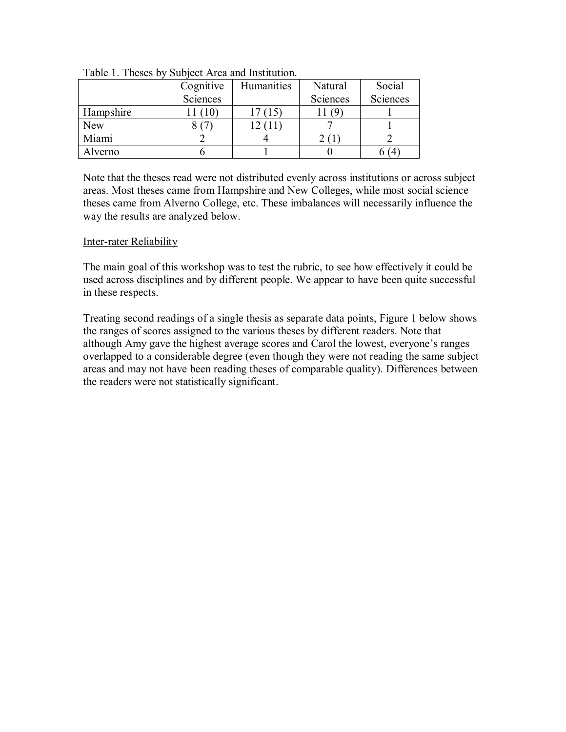Table 1. Theses by Subject Area and Institution.

| | Cognitive Sciences | Humanities | Natural Sciences | Social Sciences |
|---|---|---|---|---|
| Hampshire | 11 (10) | 17 (15) | 11 (9) | 1 |
| New | 8 (7) | 12 (11) | 7 | 1 |
| Miami | 2 | 4 | 2 (1) | 2 |
| Alverno | 6 | 1 | 0 | 6 (4) |

Note that the theses read were not distributed evenly across institutions or across subject areas. Most theses came from Hampshire and New Colleges, while most social science theses came from Alverno College, etc. These imbalances will necessarily influence the way the results are analyzed below.

## Inter-rater Reliability

The main goal of this workshop was to test the rubric, to see how effectively it could be used across disciplines and by different people. We appear to have been quite successful in these respects.

Treating second readings of a single thesis as separate data points, Figure 1 below shows the ranges of scores assigned to the various theses by different readers. Note that although Amy gave the highest average scores and Carol the lowest, everyone's ranges overlapped to a considerable degree (even though they were not reading the same subject areas and may not have been reading theses of comparable quality). Differences between the readers were not statistically significant.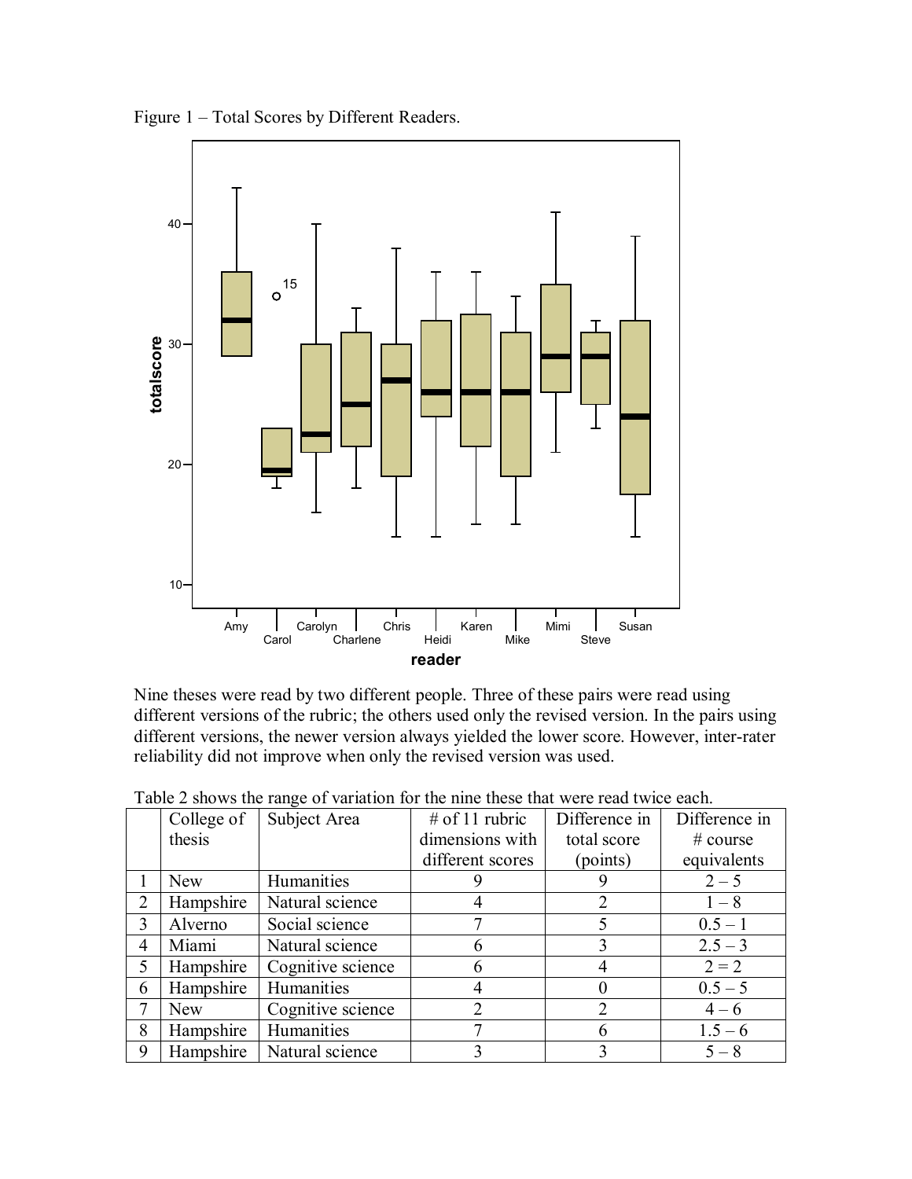Figure 1 – Total Scores by Different Readers.

Nine theses were read by two different people. Three of these pairs were read using different versions of the rubric; the others used only the revised version. In the pairs using different versions, the newer version always yielded the lower score. However, inter-rater reliability did not improve when only the revised version was used.

Table 2 shows the range of variation for the nine these that were read twice each.

| | College of thesis | Subject Area | # of 11 rubric dimensions with different scores | Difference in total score (points) | Difference in # course equivalents |
|---|---|---|---|---|---|
| 1 | New | Humanities | 9 | 9 | 2 – 5 |
| 2 | Hampshire | Natural science | 4 | 2 | 1 – 8 |
| 3 | Alverno | Social science | 7 | 5 | 0.5 – 1 |
| 4 | Miami | Natural science | 6 | 3 | 2.5 – 3 |
| 5 | Hampshire | Cognitive science | 6 | 4 | 2 = 2 |
| 6 | Hampshire | Humanities | 4 | 0 | 0.5 – 5 |
| 7 | New | Cognitive science | 2 | 2 | 4 – 6 |
| 8 | Hampshire | Humanities | 7 | 6 | 1.5 – 6 |
| 9 | Hampshire | Natural science | 3 | 3 | 5 – 8 |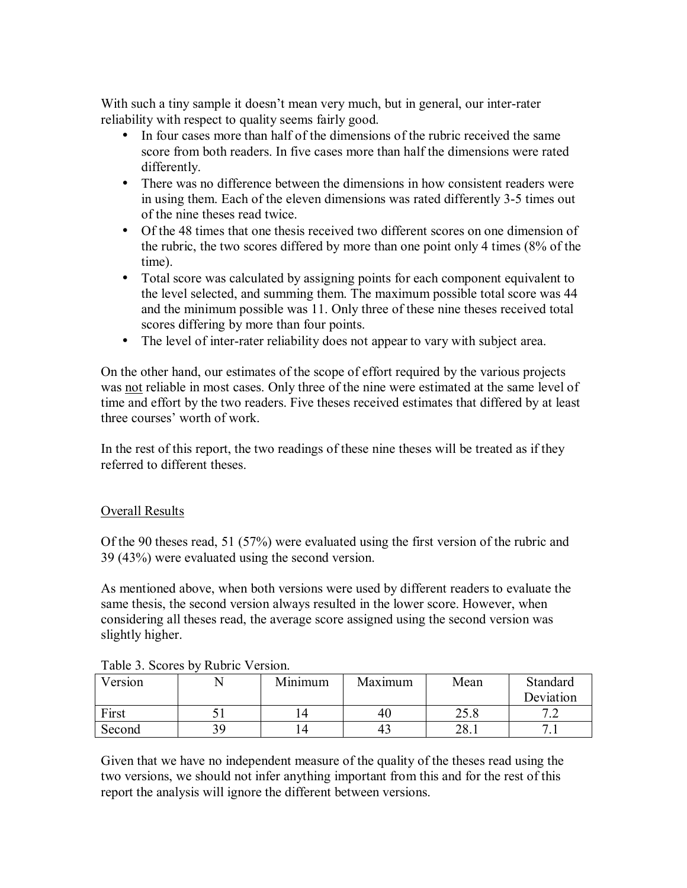With such a tiny sample it doesn't mean very much, but in general, our inter-rater reliability with respect to quality seems fairly good.

- In four cases more than half of the dimensions of the rubric received the same score from both readers. In five cases more than half the dimensions were rated differently.
- There was no difference between the dimensions in how consistent readers were in using them. Each of the eleven dimensions was rated differently 3-5 times out of the nine theses read twice.
- Of the 48 times that one thesis received two different scores on one dimension of the rubric, the two scores differed by more than one point only 4 times (8% of the time).
- Total score was calculated by assigning points for each component equivalent to the level selected, and summing them. The maximum possible total score was 44 and the minimum possible was 11. Only three of these nine theses received total scores differing by more than four points.
- The level of inter-rater reliability does not appear to vary with subject area.

On the other hand, our estimates of the scope of effort required by the various projects was <u>not</u> reliable in most cases. Only three of the nine were estimated at the same level of time and effort by the two readers. Five theses received estimates that differed by at least three courses' worth of work.

In the rest of this report, the two readings of these nine theses will be treated as if they referred to different theses.

<u>Overall Results</u>

Of the 90 theses read, 51 (57%) were evaluated using the first version of the rubric and 39 (43%) were evaluated using the second version.

As mentioned above, when both versions were used by different readers to evaluate the same thesis, the second version always resulted in the lower score. However, when considering all theses read, the average score assigned using the second version was slightly higher.

Table 3. Scores by Rubric Version.

| Version | N | Minimum | Maximum | Mean | Standard Deviation |
|---|---|---|---|---|---|
| First | 51 | 14 | 40 | 25.8 | 7.2 |
| Second | 39 | 14 | 43 | 28.1 | 7.1 |

Given that we have no independent measure of the quality of the theses read using the two versions, we should not infer anything important from this and for the rest of this report the analysis will ignore the different between versions.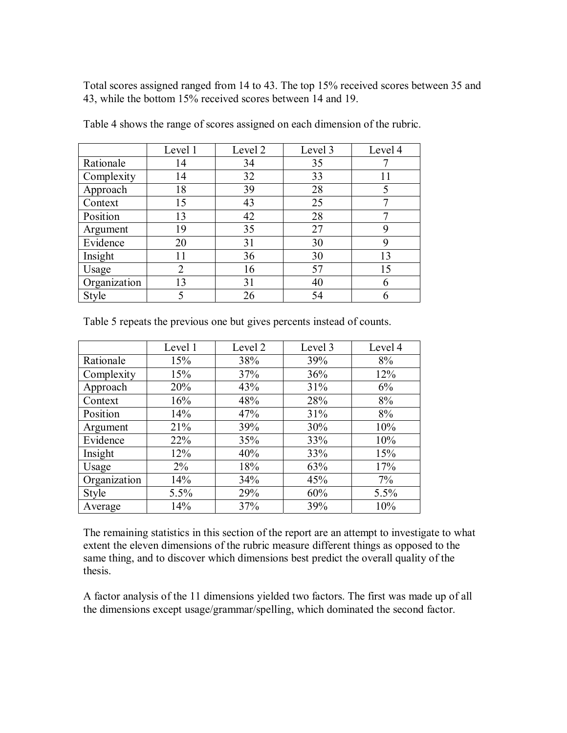Total scores assigned ranged from 14 to 43. The top 15% received scores between 35 and 43, while the bottom 15% received scores between 14 and 19.

Table 4 shows the range of scores assigned on each dimension of the rubric.

| | Level 1 | Level 2 | Level 3 | Level 4 |
|---|---|---|---|---|
| Rationale | 14 | 34 | 35 | 7 |
| Complexity | 14 | 32 | 33 | 11 |
| Approach | 18 | 39 | 28 | 5 |
| Context | 15 | 43 | 25 | 7 |
| Position | 13 | 42 | 28 | 7 |
| Argument | 19 | 35 | 27 | 9 |
| Evidence | 20 | 31 | 30 | 9 |
| Insight | 11 | 36 | 30 | 13 |
| Usage | 2 | 16 | 57 | 15 |
| Organization | 13 | 31 | 40 | 6 |
| Style | 5 | 26 | 54 | 6 |

Table 5 repeats the previous one but gives percents instead of counts.

| | Level 1 | Level 2 | Level 3 | Level 4 |
|---|---|---|---|---|
| Rationale | 15% | 38% | 39% | 8% |
| Complexity | 15% | 37% | 36% | 12% |
| Approach | 20% | 43% | 31% | 6% |
| Context | 16% | 48% | 28% | 8% |
| Position | 14% | 47% | 31% | 8% |
| Argument | 21% | 39% | 30% | 10% |
| Evidence | 22% | 35% | 33% | 10% |
| Insight | 12% | 40% | 33% | 15% |
| Usage | 2% | 18% | 63% | 17% |
| Organization | 14% | 34% | 45% | 7% |
| Style | 5.5% | 29% | 60% | 5.5% |
| Average | 14% | 37% | 39% | 10% |

The remaining statistics in this section of the report are an attempt to investigate to what extent the eleven dimensions of the rubric measure different things as opposed to the same thing, and to discover which dimensions best predict the overall quality of the thesis.

A factor analysis of the 11 dimensions yielded two factors. The first was made up of all the dimensions except usage/grammar/spelling, which dominated the second factor.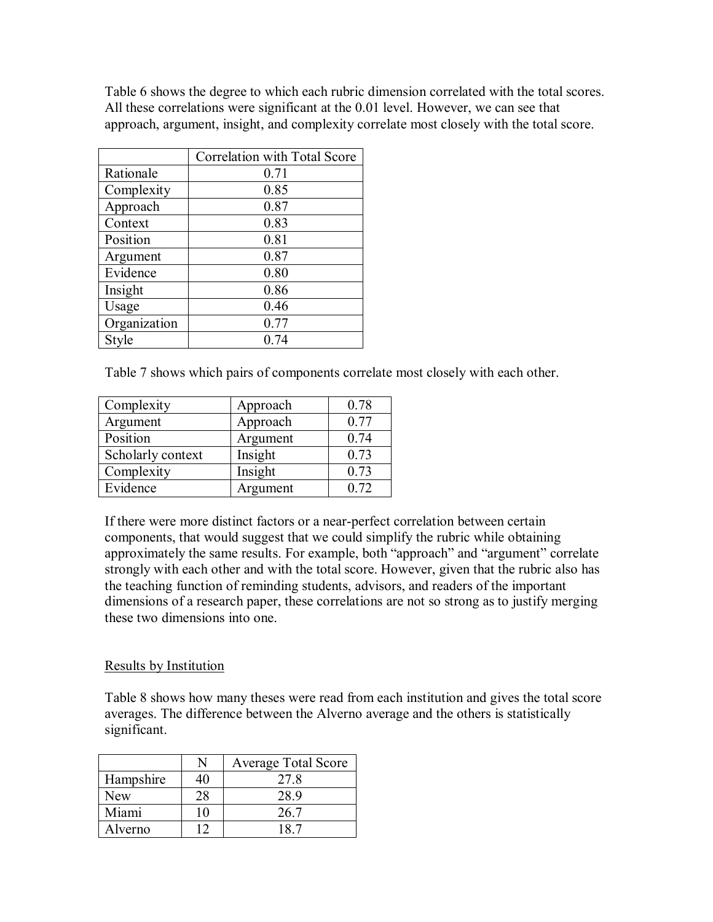Table 6 shows the degree to which each rubric dimension correlated with the total scores. All these correlations were significant at the 0.01 level. However, we can see that approach, argument, insight, and complexity correlate most closely with the total score.

| | Correlation with Total Score |
|---|---|
| Rationale | 0.71 |
| Complexity | 0.85 |
| Approach | 0.87 |
| Context | 0.83 |
| Position | 0.81 |
| Argument | 0.87 |
| Evidence | 0.80 |
| Insight | 0.86 |
| Usage | 0.46 |
| Organization | 0.77 |
| Style | 0.74 |

Table 7 shows which pairs of components correlate most closely with each other.

| | | |
|---|---|---|
| Complexity | Approach | 0.78 |
| Argument | Approach | 0.77 |
| Position | Argument | 0.74 |
| Scholarly context | Insight | 0.73 |
| Complexity | Insight | 0.73 |
| Evidence | Argument | 0.72 |

If there were more distinct factors or a near-perfect correlation between certain components, that would suggest that we could simplify the rubric while obtaining approximately the same results. For example, both "approach" and "argument" correlate strongly with each other and with the total score. However, given that the rubric also has the teaching function of reminding students, advisors, and readers of the important dimensions of a research paper, these correlations are not so strong as to justify merging these two dimensions into one.

<u>Results by Institution</u>

Table 8 shows how many theses were read from each institution and gives the total score averages. The difference between the Alverno average and the others is statistically significant.

| | N | Average Total Score |
|---|---|---|
| Hampshire | 40 | 27.8 |
| New | 28 | 28.9 |
| Miami | 10 | 26.7 |
| Alverno | 12 | 18.7 |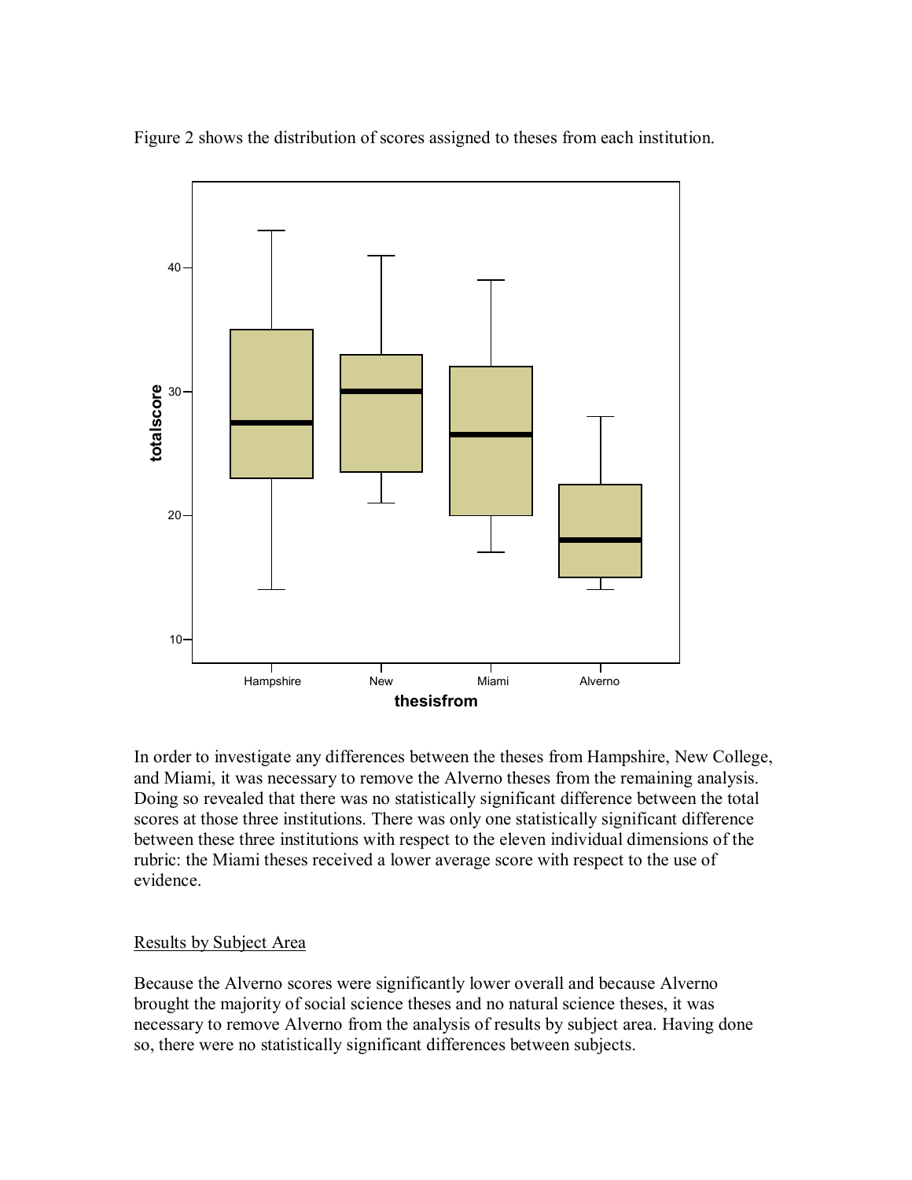Figure 2 shows the distribution of scores assigned to theses from each institution.

In order to investigate any differences between the theses from Hampshire, New College, and Miami, it was necessary to remove the Alverno theses from the remaining analysis. Doing so revealed that there was no statistically significant difference between the total scores at those three institutions. There was only one statistically significant difference between these three institutions with respect to the eleven individual dimensions of the rubric: the Miami theses received a lower average score with respect to the use of evidence.

## Results by Subject Area

Because the Alverno scores were significantly lower overall and because Alverno brought the majority of social science theses and no natural science theses, it was necessary to remove Alverno from the analysis of results by subject area. Having done so, there were no statistically significant differences between subjects.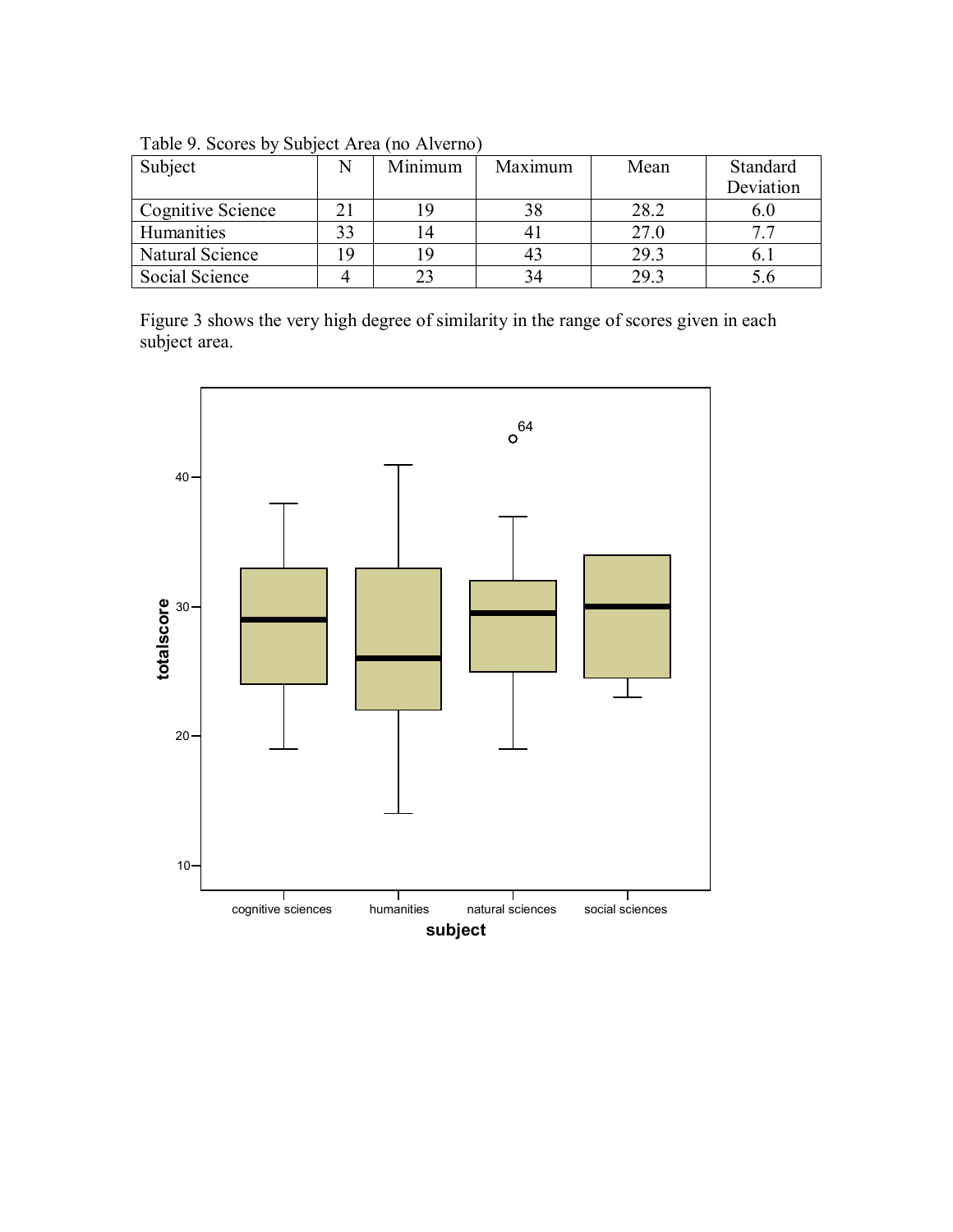Table 9. Scores by Subject Area (no Alverno)

| Subject | N | Minimum | Maximum | Mean | Standard Deviation |
|---|---|---|---|---|---|
| Cognitive Science | 21 | 19 | 38 | 28.2 | 6.0 |
| Humanities | 33 | 14 | 41 | 27.0 | 7.7 |
| Natural Science | 19 | 19 | 43 | 29.3 | 6.1 |
| Social Science | 4 | 23 | 34 | 29.3 | 5.6 |

Figure 3 shows the very high degree of similarity in the range of scores given in each subject area.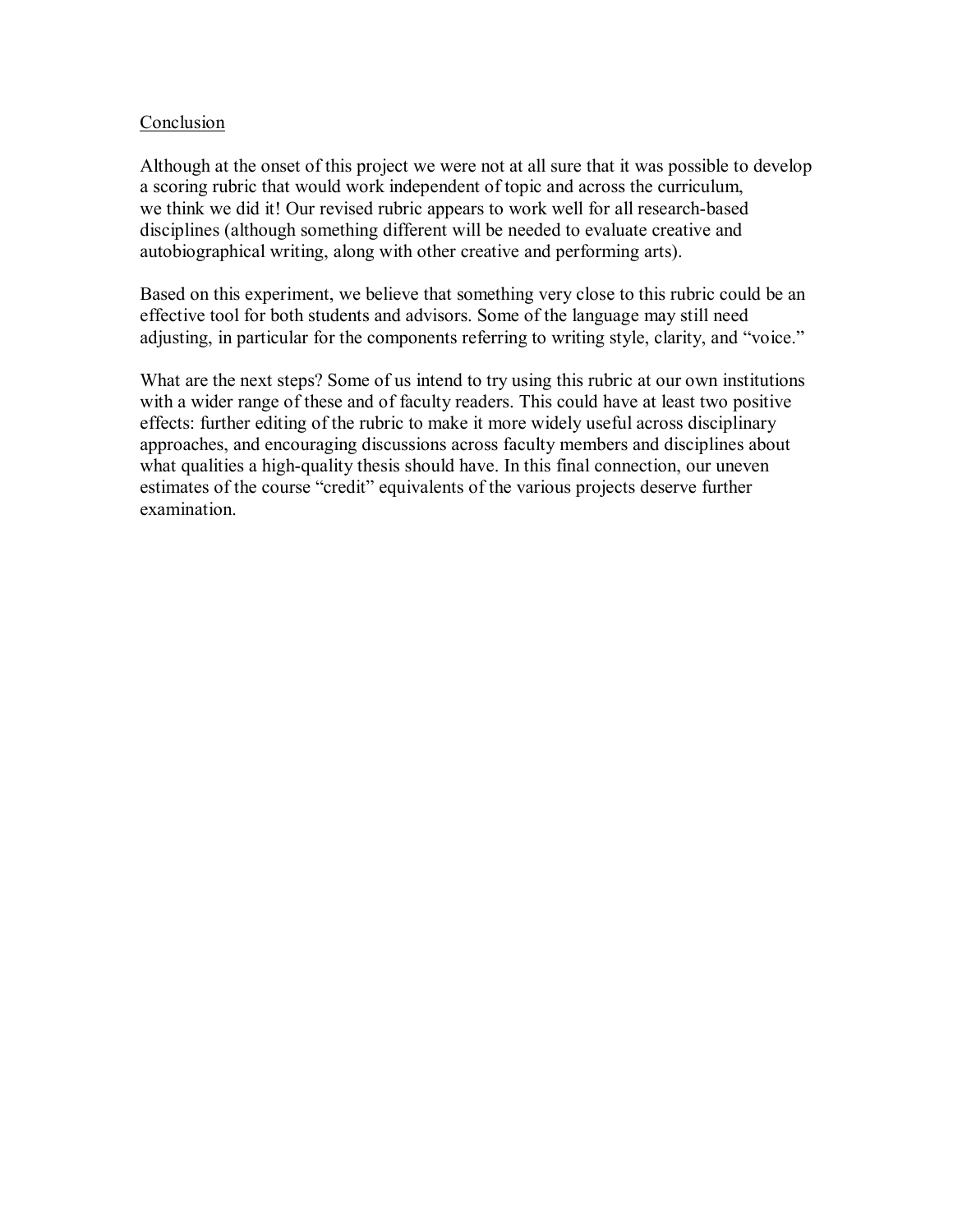## Conclusion

Although at the onset of this project we were not at all sure that it was possible to develop a scoring rubric that would work independent of topic and across the curriculum, we think we did it! Our revised rubric appears to work well for all research-based disciplines (although something different will be needed to evaluate creative and autobiographical writing, along with other creative and performing arts).

Based on this experiment, we believe that something very close to this rubric could be an effective tool for both students and advisors. Some of the language may still need adjusting, in particular for the components referring to writing style, clarity, and "voice."

What are the next steps? Some of us intend to try using this rubric at our own institutions with a wider range of these and of faculty readers. This could have at least two positive effects: further editing of the rubric to make it more widely useful across disciplinary approaches, and encouraging discussions across faculty members and disciplines about what qualities a high-quality thesis should have. In this final connection, our uneven estimates of the course "credit" equivalents of the various projects deserve further examination.